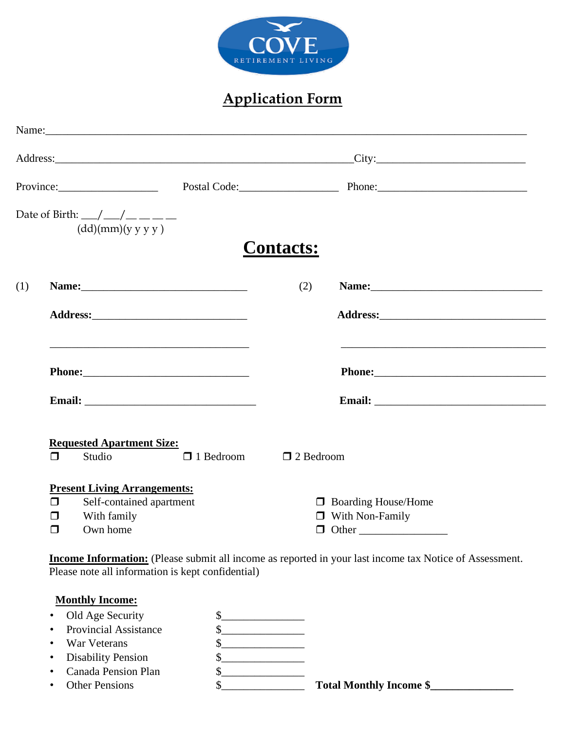COVE
RETIREMENT LIVING

# Application Form

Name:_______________________________________________________________________________

Address:_______________________________________________City:_______________________

Province:_________________ Postal Code:_________________ Phone:________________________

Date of Birth: ___/___/_ _ _ _
(dd)(mm)(y y y y )

## Contacts:

(1) **Name:**_____________________________

**Address:**___________________________

_____________________________________

**Phone:**_____________________________

**Email:** _____________________________

(2) **Name:**_____________________________

**Address:**_____________________________

_____________________________________

**Phone:**_______________________________

**Email:** ______________________________

**Requested Apartment Size:**

❒ Studio ❒ 1 Bedroom ❒ 2 Bedroom

**Present Living Arrangements:**

❒ Self-contained apartment
❒ With family
❒ Own home
❒ Boarding House/Home
❒ With Non-Family
❒ Other _______________

**Income Information:** (Please submit all income as reported in your last income tax Notice of Assessment. Please note all information is kept confidential)

**Monthly Income:**

- Old Age Security $_______________
- Provincial Assistance $_______________
- War Veterans $_______________
- Disability Pension $_______________
- Canada Pension Plan $_______________
- Other Pensions $_______________

**Total Monthly Income $_______________**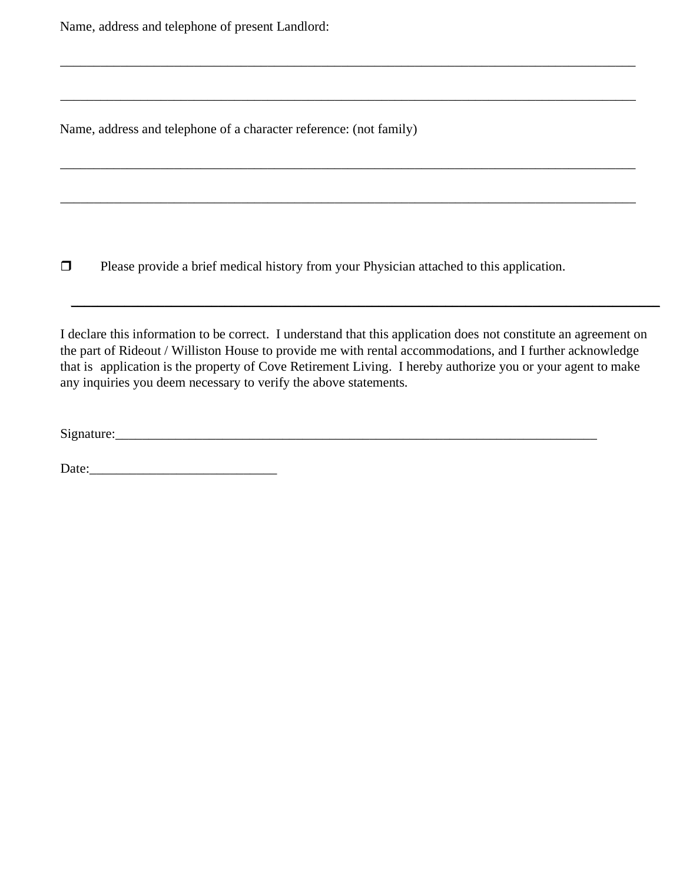Name, address and telephone of present Landlord:

\_\_\_\_\_\_\_\_\_\_\_\_\_\_\_\_\_\_\_\_\_\_\_\_\_\_\_\_\_\_\_\_\_\_\_\_\_\_\_\_\_\_\_\_\_\_\_\_\_\_\_\_\_\_\_\_\_\_\_\_\_\_\_\_\_\_\_\_\_\_\_\_\_\_\_\_\_\_\_\_\_\_\_\_\_\_

\_\_\_\_\_\_\_\_\_\_\_\_\_\_\_\_\_\_\_\_\_\_\_\_\_\_\_\_\_\_\_\_\_\_\_\_\_\_\_\_\_\_\_\_\_\_\_\_\_\_\_\_\_\_\_\_\_\_\_\_\_\_\_\_\_\_\_\_\_\_\_\_\_\_\_\_\_\_\_\_\_\_\_\_\_\_

Name, address and telephone of a character reference: (not family)

\_\_\_\_\_\_\_\_\_\_\_\_\_\_\_\_\_\_\_\_\_\_\_\_\_\_\_\_\_\_\_\_\_\_\_\_\_\_\_\_\_\_\_\_\_\_\_\_\_\_\_\_\_\_\_\_\_\_\_\_\_\_\_\_\_\_\_\_\_\_\_\_\_\_\_\_\_\_\_\_\_\_\_\_\_\_

\_\_\_\_\_\_\_\_\_\_\_\_\_\_\_\_\_\_\_\_\_\_\_\_\_\_\_\_\_\_\_\_\_\_\_\_\_\_\_\_\_\_\_\_\_\_\_\_\_\_\_\_\_\_\_\_\_\_\_\_\_\_\_\_\_\_\_\_\_\_\_\_\_\_\_\_\_\_\_\_\_\_\_\_\_\_

❒ Please provide a brief medical history from your Physician attached to this application.

---

I declare this information to be correct. I understand that this application does not constitute an agreement on the part of Rideout / Williston House to provide me with rental accommodations, and I further acknowledge that is application is the property of Cove Retirement Living. I hereby authorize you or your agent to make any inquiries you deem necessary to verify the above statements.

Signature:\_\_\_\_\_\_\_\_\_\_\_\_\_\_\_\_\_\_\_\_\_\_\_\_\_\_\_\_\_\_\_\_\_\_\_\_\_\_\_\_\_\_\_\_\_\_\_\_\_\_\_\_\_\_\_\_\_\_\_\_\_\_\_\_\_\_\_\_\_\_\_\_

Date:\_\_\_\_\_\_\_\_\_\_\_\_\_\_\_\_\_\_\_\_\_\_\_\_\_\_\_\_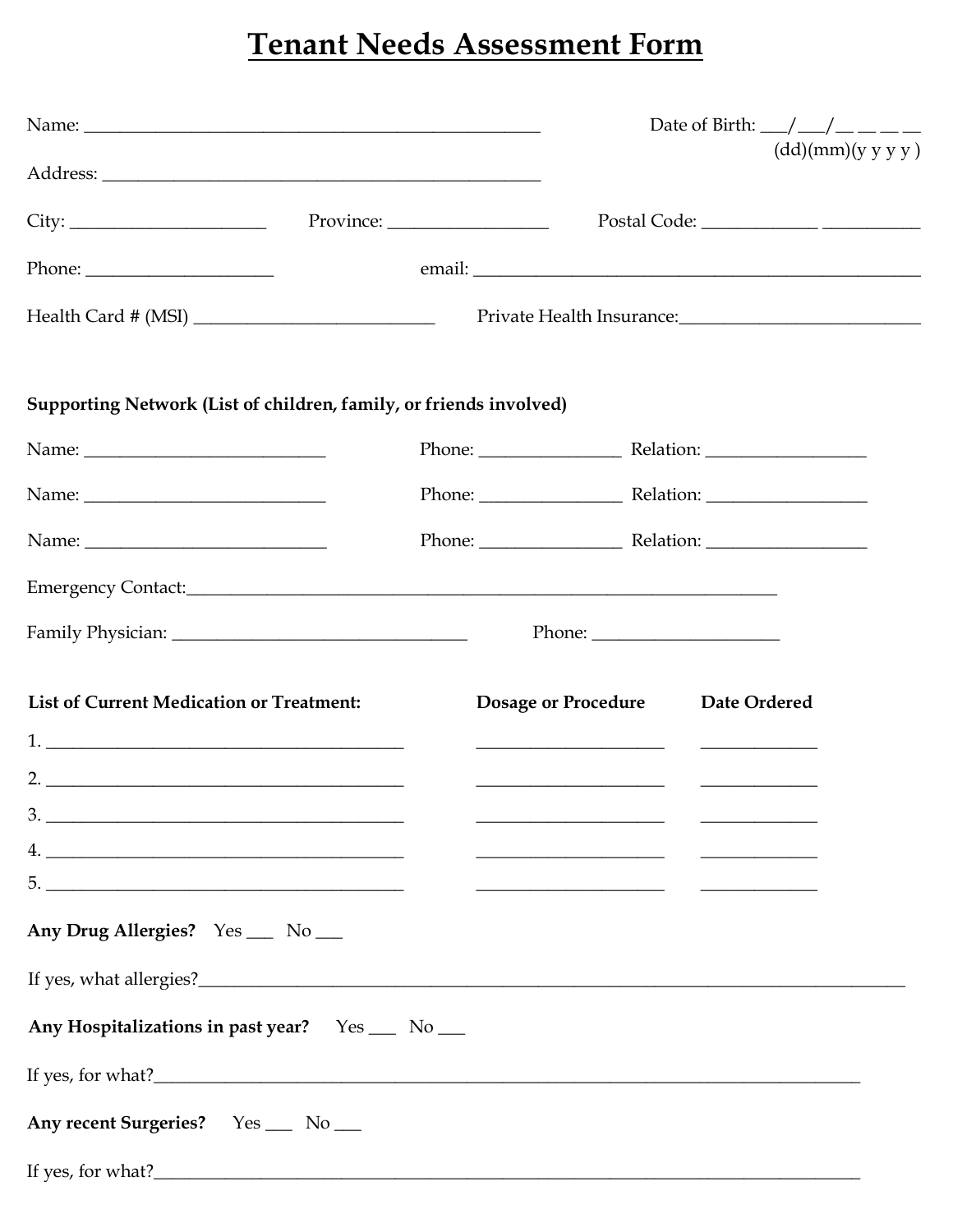# Tenant Needs Assessment Form

Name: ______________________________________________ Date of Birth: ___/___/__ __ __ __
(dd)(mm)(y y y y )

Address: ______________________________________________

City: ____________________ Province: ________________ Postal Code: ___________ __________

Phone: ___________________ email: ______________________________________________

Health Card # (MSI) _________________________ Private Health Insurance:_________________________

**Supporting Network (List of children, family, or friends involved)**

Name: _________________________ Phone: ______________ Relation: ________________

Name: _________________________ Phone: ______________ Relation: ________________

Name: _________________________ Phone: ______________ Relation: ________________

Emergency Contact:____________________________________________________________

Family Physician: ______________________________ Phone: ___________________

| **List of Current Medication or Treatment:** | **Dosage or Procedure** | **Date Ordered** |
|---|---|---|
| 1. ______________________________________ | ____________________ | ____________ |
| 2. ______________________________________ | ____________________ | ____________ |
| 3. ______________________________________ | ____________________ | ____________ |
| 4. ______________________________________ | ____________________ | ____________ |
| 5. ______________________________________ | ____________________ | ____________ |

**Any Drug Allergies?** Yes ___ No ___

If yes, what allergies?__________________________________________________________________________

**Any Hospitalizations in past year?** Yes ___ No ___

If yes, for what?______________________________________________________________________________

**Any recent Surgeries?** Yes ___ No ___

If yes, for what?______________________________________________________________________________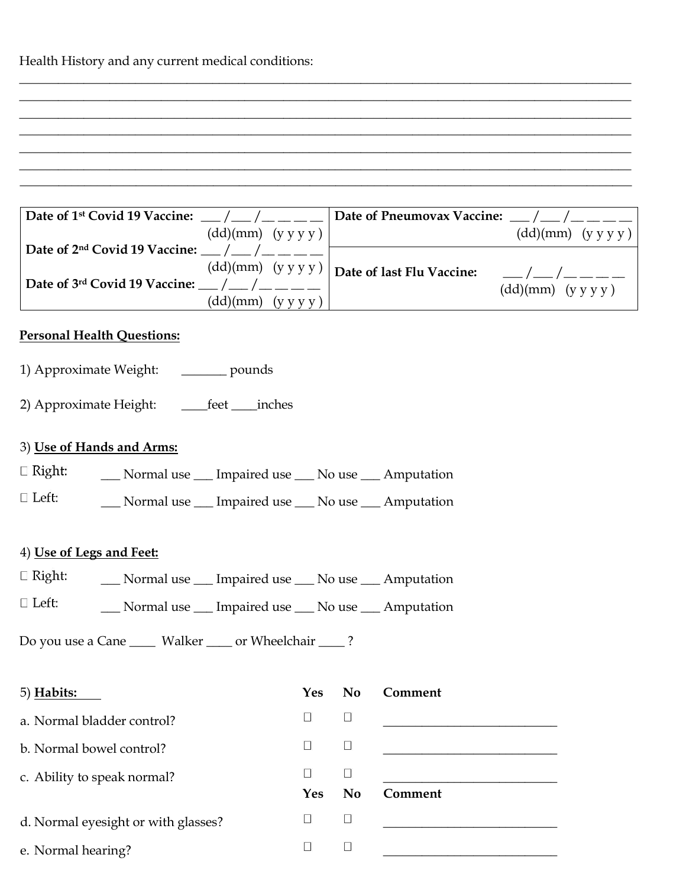Health History and any current medical conditions:

\_\_\_\_\_\_\_\_\_\_\_\_\_\_\_\_\_\_\_\_\_\_\_\_\_\_\_\_\_\_\_\_\_\_\_\_\_\_\_\_\_\_\_\_\_\_\_\_\_\_\_\_\_\_\_\_\_\_\_\_\_\_\_\_\_\_\_\_\_\_\_\_\_\_\_\_\_\_\_\_\_\_\_\_\_\_\_\_\_\_
\_\_\_\_\_\_\_\_\_\_\_\_\_\_\_\_\_\_\_\_\_\_\_\_\_\_\_\_\_\_\_\_\_\_\_\_\_\_\_\_\_\_\_\_\_\_\_\_\_\_\_\_\_\_\_\_\_\_\_\_\_\_\_\_\_\_\_\_\_\_\_\_\_\_\_\_\_\_\_\_\_\_\_\_\_\_\_\_\_\_
\_\_\_\_\_\_\_\_\_\_\_\_\_\_\_\_\_\_\_\_\_\_\_\_\_\_\_\_\_\_\_\_\_\_\_\_\_\_\_\_\_\_\_\_\_\_\_\_\_\_\_\_\_\_\_\_\_\_\_\_\_\_\_\_\_\_\_\_\_\_\_\_\_\_\_\_\_\_\_\_\_\_\_\_\_\_\_\_\_\_
\_\_\_\_\_\_\_\_\_\_\_\_\_\_\_\_\_\_\_\_\_\_\_\_\_\_\_\_\_\_\_\_\_\_\_\_\_\_\_\_\_\_\_\_\_\_\_\_\_\_\_\_\_\_\_\_\_\_\_\_\_\_\_\_\_\_\_\_\_\_\_\_\_\_\_\_\_\_\_\_\_\_\_\_\_\_\_\_\_\_
\_\_\_\_\_\_\_\_\_\_\_\_\_\_\_\_\_\_\_\_\_\_\_\_\_\_\_\_\_\_\_\_\_\_\_\_\_\_\_\_\_\_\_\_\_\_\_\_\_\_\_\_\_\_\_\_\_\_\_\_\_\_\_\_\_\_\_\_\_\_\_\_\_\_\_\_\_\_\_\_\_\_\_\_\_\_\_\_\_\_
\_\_\_\_\_\_\_\_\_\_\_\_\_\_\_\_\_\_\_\_\_\_\_\_\_\_\_\_\_\_\_\_\_\_\_\_\_\_\_\_\_\_\_\_\_\_\_\_\_\_\_\_\_\_\_\_\_\_\_\_\_\_\_\_\_\_\_\_\_\_\_\_\_\_\_\_\_\_\_\_\_\_\_\_\_\_\_\_\_\_
\_\_\_\_\_\_\_\_\_\_\_\_\_\_\_\_\_\_\_\_\_\_\_\_\_\_\_\_\_\_\_\_\_\_\_\_\_\_\_\_\_\_\_\_\_\_\_\_\_\_\_\_\_\_\_\_\_\_\_\_\_\_\_\_\_\_\_\_\_\_\_\_\_\_\_\_\_\_\_\_\_\_\_\_\_\_\_\_\_\_

| | |
|---|---|
| **Date of 1st Covid 19 Vaccine:** ___ /___ /__ __ __ __ (dd)(mm) (y y y y) | **Date of Pneumovax Vaccine:** ___ /___ /__ __ __ __ (dd)(mm) (y y y y) |
| **Date of 2nd Covid 19 Vaccine:** ___ /___ /__ __ __ __ (dd)(mm) (y y y y) | **Date of last Flu Vaccine:** ___ /___ /__ __ __ __ (dd)(mm) (y y y y) |
| **Date of 3rd Covid 19 Vaccine:** ___ /___ /__ __ __ __ (dd)(mm) (y y y y) | |

**<u>Personal Health Questions:</u>**

1) Approximate Weight: _______ pounds

2) Approximate Height: ____feet ____inches

3) **<u>Use of Hands and Arms:</u>**

☐ Right: ___ Normal use ___ Impaired use ___ No use ___ Amputation

☐ Left: ___ Normal use ___ Impaired use ___ No use ___ Amputation

4) **<u>Use of Legs and Feet:</u>**

☐ Right: ___ Normal use ___ Impaired use ___ No use ___ Amputation

☐ Left: ___ Normal use ___ Impaired use ___ No use ___ Amputation

Do you use a Cane ____ Walker ____ or Wheelchair ____ ?

| 5) **<u>Habits:</u>** | **Yes** | **No** | **Comment** |
|---|---|---|---|
| a. Normal bladder control? | ☐ | ☐ | ___________________________ |
| b. Normal bowel control? | ☐ | ☐ | ___________________________ |
| c. Ability to speak normal? | ☐ | ☐ | ___________________________ |
| | **Yes** | **No** | **Comment** |
| d. Normal eyesight or with glasses? | ☐ | ☐ | ___________________________ |
| e. Normal hearing? | ☐ | ☐ | ___________________________ |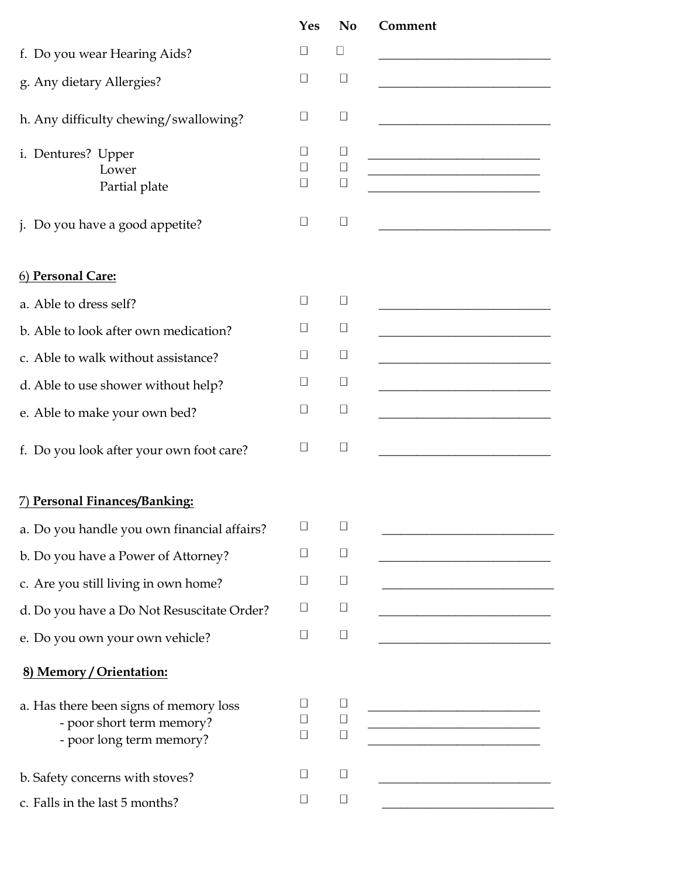| | Yes | No | Comment |
| --- | --- | --- | --- |
| f. Do you wear Hearing Aids? | ☐ | ☐ | ____________________________ |
| g. Any dietary Allergies? | ☐ | ☐ | ____________________________ |
| h. Any difficulty chewing/swallowing? | ☐ | ☐ | ____________________________ |
| i. Dentures? Upper | ☐ | ☐ | ____________________________ |
| Lower | ☐ | ☐ | ____________________________ |
| Partial plate | ☐ | ☐ | ____________________________ |
| j. Do you have a good appetite? | ☐ | ☐ | ____________________________ |

6) **Personal Care:**

| | Yes | No | Comment |
| --- | --- | --- | --- |
| a. Able to dress self? | ☐ | ☐ | ____________________________ |
| b. Able to look after own medication? | ☐ | ☐ | ____________________________ |
| c. Able to walk without assistance? | ☐ | ☐ | ____________________________ |
| d. Able to use shower without help? | ☐ | ☐ | ____________________________ |
| e. Able to make your own bed? | ☐ | ☐ | ____________________________ |
| f. Do you look after your own foot care? | ☐ | ☐ | ____________________________ |

7) **Personal Finances/Banking:**

| | Yes | No | Comment |
| --- | --- | --- | --- |
| a. Do you handle you own financial affairs? | ☐ | ☐ | ____________________________ |
| b. Do you have a Power of Attorney? | ☐ | ☐ | ____________________________ |
| c. Are you still living in own home? | ☐ | ☐ | ____________________________ |
| d. Do you have a Do Not Resuscitate Order? | ☐ | ☐ | ____________________________ |
| e. Do you own your own vehicle? | ☐ | ☐ | ____________________________ |

**8) Memory / Orientation:**

| | Yes | No | Comment |
| --- | --- | --- | --- |
| a. Has there been signs of memory loss | ☐ | ☐ | ____________________________ |
| - poor short term memory? | ☐ | ☐ | ____________________________ |
| - poor long term memory? | ☐ | ☐ | ____________________________ |
| b. Safety concerns with stoves? | ☐ | ☐ | ____________________________ |
| c. Falls in the last 5 months? | ☐ | ☐ | ____________________________ |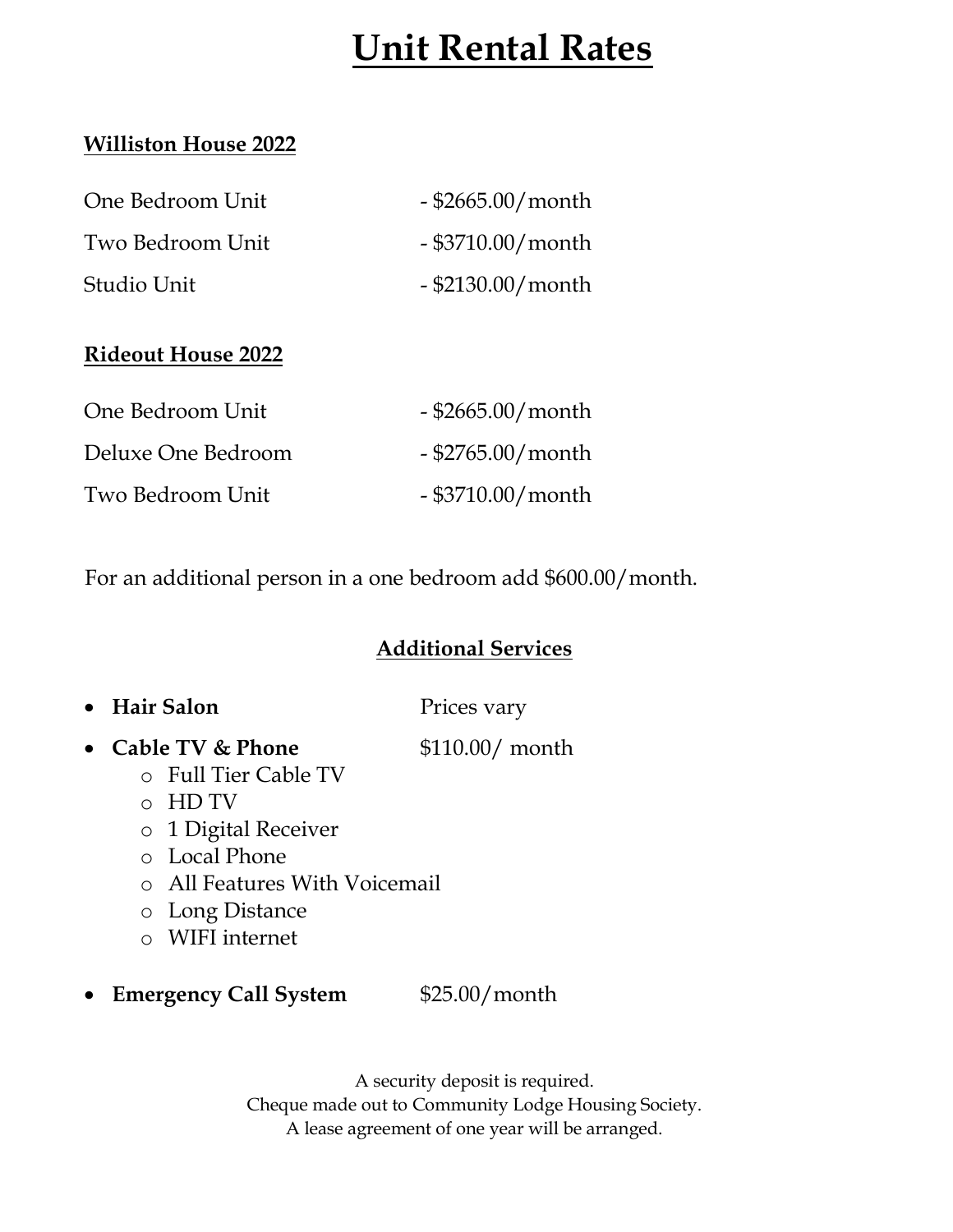# Unit Rental Rates

**Williston House 2022**

| | |
|---|---|
| One Bedroom Unit | - $2665.00/month |
| Two Bedroom Unit | - $3710.00/month |
| Studio Unit | - $2130.00/month |

**Rideout House 2022**

| | |
|---|---|
| One Bedroom Unit | - $2665.00/month |
| Deluxe One Bedroom | - $2765.00/month |
| Two Bedroom Unit | - $3710.00/month |

For an additional person in a one bedroom add $600.00/month.

## Additional Services

- **Hair Salon** — Prices vary
- **Cable TV & Phone** — $110.00/ month
  - Full Tier Cable TV
  - HD TV
  - 1 Digital Receiver
  - Local Phone
  - All Features With Voicemail
  - Long Distance
  - WIFI internet
- **Emergency Call System** — $25.00/month

A security deposit is required.
Cheque made out to Community Lodge Housing Society.
A lease agreement of one year will be arranged.